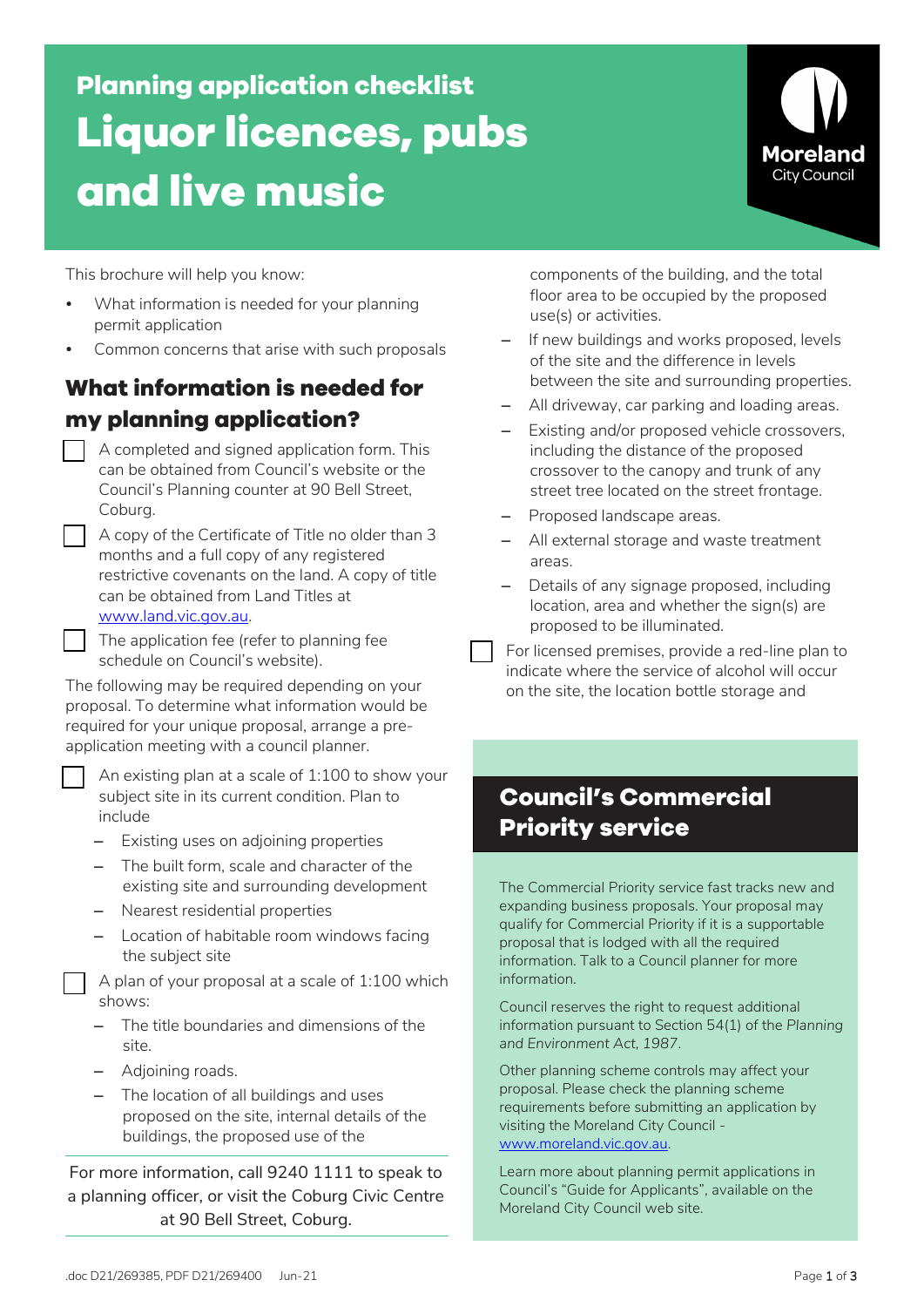# Planning application checklist

# Liquor licences, pubs and live music

Moreland City Council

This brochure will help you know:

- What information is needed for your planning permit application
- Common concerns that arise with such proposals

## What information is needed for my planning application?

- [ ] A completed and signed application form. This can be obtained from Council's website or the Council's Planning counter at 90 Bell Street, Coburg.
- [ ] A copy of the Certificate of Title no older than 3 months and a full copy of any registered restrictive covenants on the land. A copy of title can be obtained from Land Titles at [www.land.vic.gov.au](www.land.vic.gov.au).
- [ ] The application fee (refer to planning fee schedule on Council's website).

The following may be required depending on your proposal. To determine what information would be required for your unique proposal, arrange a pre-application meeting with a council planner.

- [ ] An existing plan at a scale of 1:100 to show your subject site in its current condition. Plan to include
  - Existing uses on adjoining properties
  - The built form, scale and character of the existing site and surrounding development
  - Nearest residential properties
  - Location of habitable room windows facing the subject site
- [ ] A plan of your proposal at a scale of 1:100 which shows:
  - The title boundaries and dimensions of the site.
  - Adjoining roads.
  - The location of all buildings and uses proposed on the site, internal details of the buildings, the proposed use of the components of the building, and the total floor area to be occupied by the proposed use(s) or activities.
  - If new buildings and works proposed, levels of the site and the difference in levels between the site and surrounding properties.
  - All driveway, car parking and loading areas.
  - Existing and/or proposed vehicle crossovers, including the distance of the proposed crossover to the canopy and trunk of any street tree located on the street frontage.
  - Proposed landscape areas.
  - All external storage and waste treatment areas.
  - Details of any signage proposed, including location, area and whether the sign(s) are proposed to be illuminated.
- [ ] For licensed premises, provide a red-line plan to indicate where the service of alcohol will occur on the site, the location bottle storage and

For more information, call 9240 1111 to speak to a planning officer, or visit the Coburg Civic Centre at 90 Bell Street, Coburg.

## Council's Commercial Priority service

The Commercial Priority service fast tracks new and expanding business proposals. Your proposal may qualify for Commercial Priority if it is a supportable proposal that is lodged with all the required information. Talk to a Council planner for more information.

Council reserves the right to request additional information pursuant to Section 54(1) of the *Planning and Environment Act, 1987*.

Other planning scheme controls may affect your proposal. Please check the planning scheme requirements before submitting an application by visiting the Moreland City Council - [www.moreland.vic.gov.au](www.moreland.vic.gov.au).

Learn more about planning permit applications in Council's "Guide for Applicants", available on the Moreland City Council web site.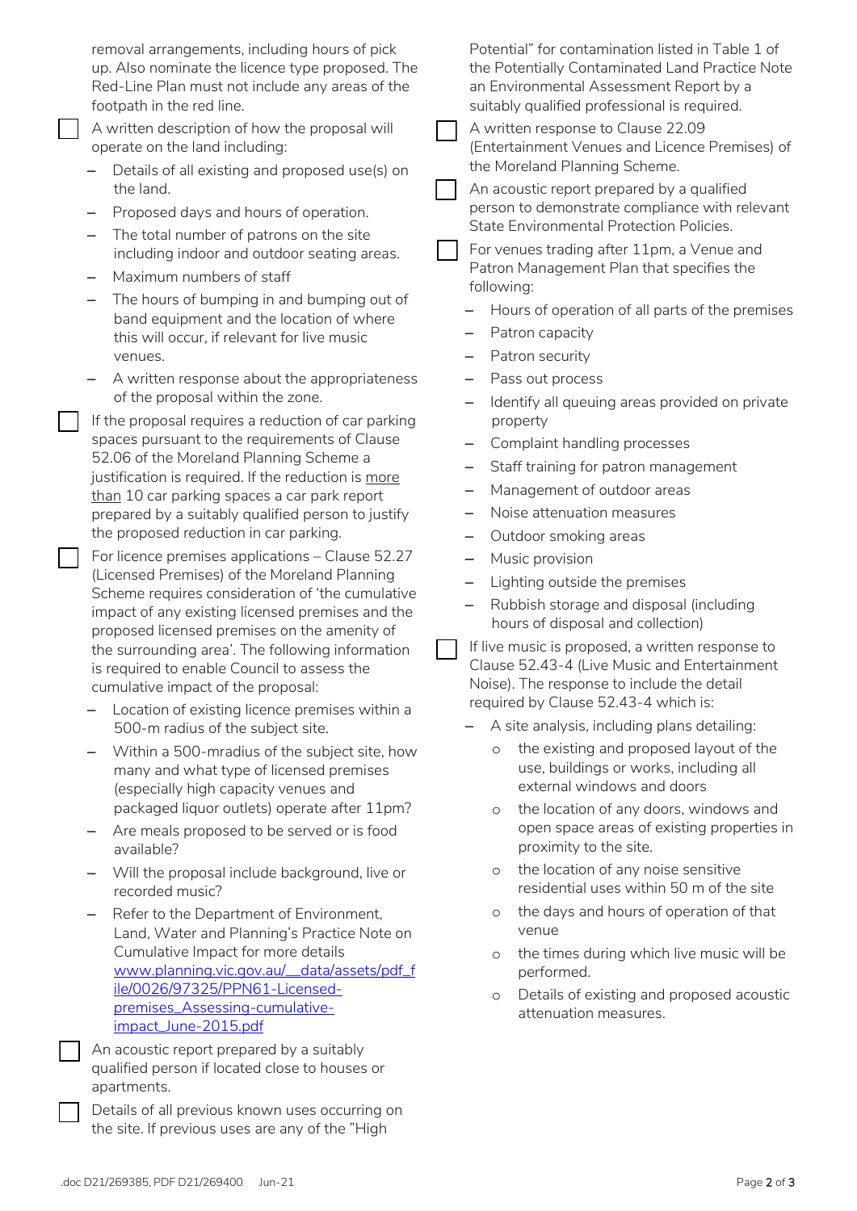removal arrangements, including hours of pick up. Also nominate the licence type proposed. The Red-Line Plan must not include any areas of the footpath in the red line.

- [ ] A written description of how the proposal will operate on the land including:
  - Details of all existing and proposed use(s) on the land.
  - Proposed days and hours of operation.
  - The total number of patrons on the site including indoor and outdoor seating areas.
  - Maximum numbers of staff
  - The hours of bumping in and bumping out of band equipment and the location of where this will occur, if relevant for live music venues.
  - A written response about the appropriateness of the proposal within the zone.
- [ ] If the proposal requires a reduction of car parking spaces pursuant to the requirements of Clause 52.06 of the Moreland Planning Scheme a justification is required. If the reduction is more than 10 car parking spaces a car park report prepared by a suitably qualified person to justify the proposed reduction in car parking.
- [ ] For licence premises applications – Clause 52.27 (Licensed Premises) of the Moreland Planning Scheme requires consideration of 'the cumulative impact of any existing licensed premises and the proposed licensed premises on the amenity of the surrounding area'. The following information is required to enable Council to assess the cumulative impact of the proposal:
  - Location of existing licence premises within a 500-m radius of the subject site.
  - Within a 500-mradius of the subject site, how many and what type of licensed premises (especially high capacity venues and packaged liquor outlets) operate after 11pm?
  - Are meals proposed to be served or is food available?
  - Will the proposal include background, live or recorded music?
  - Refer to the Department of Environment, Land, Water and Planning's Practice Note on Cumulative Impact for more details [www.planning.vic.gov.au/__data/assets/pdf_file/0026/97325/PPN61-Licensed-premises_Assessing-cumulative-impact_June-2015.pdf](www.planning.vic.gov.au/__data/assets/pdf_file/0026/97325/PPN61-Licensed-premises_Assessing-cumulative-impact_June-2015.pdf)
- [ ] An acoustic report prepared by a suitably qualified person if located close to houses or apartments.
- [ ] Details of all previous known uses occurring on the site. If previous uses are any of the "High Potential" for contamination listed in Table 1 of the Potentially Contaminated Land Practice Note an Environmental Assessment Report by a suitably qualified professional is required.
- [ ] A written response to Clause 22.09 (Entertainment Venues and Licence Premises) of the Moreland Planning Scheme.
- [ ] An acoustic report prepared by a qualified person to demonstrate compliance with relevant State Environmental Protection Policies.
- [ ] For venues trading after 11pm, a Venue and Patron Management Plan that specifies the following:
  - Hours of operation of all parts of the premises
  - Patron capacity
  - Patron security
  - Pass out process
  - Identify all queuing areas provided on private property
  - Complaint handling processes
  - Staff training for patron management
  - Management of outdoor areas
  - Noise attenuation measures
  - Outdoor smoking areas
  - Music provision
  - Lighting outside the premises
  - Rubbish storage and disposal (including hours of disposal and collection)
- [ ] If live music is proposed, a written response to Clause 52.43-4 (Live Music and Entertainment Noise). The response to include the detail required by Clause 52.43-4 which is:
  - A site analysis, including plans detailing:
    - the existing and proposed layout of the use, buildings or works, including all external windows and doors
    - the location of any doors, windows and open space areas of existing properties in proximity to the site.
    - the location of any noise sensitive residential uses within 50 m of the site
    - the days and hours of operation of that venue
    - the times during which live music will be performed.
    - Details of existing and proposed acoustic attenuation measures.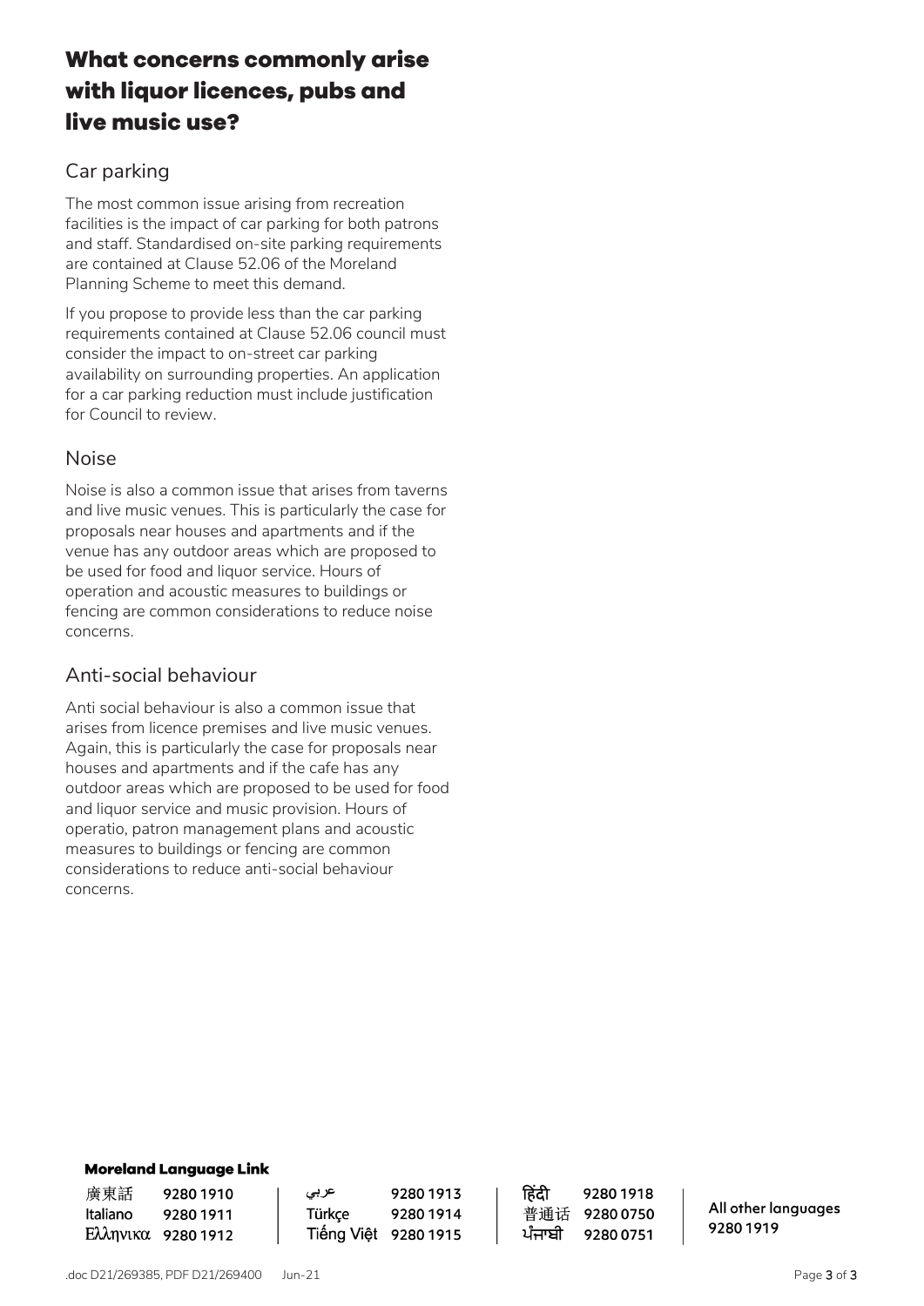# What concerns commonly arise with liquor licences, pubs and live music use?

## Car parking

The most common issue arising from recreation facilities is the impact of car parking for both patrons and staff. Standardised on-site parking requirements are contained at Clause 52.06 of the Moreland Planning Scheme to meet this demand.

If you propose to provide less than the car parking requirements contained at Clause 52.06 council must consider the impact to on-street car parking availability on surrounding properties. An application for a car parking reduction must include justification for Council to review.

## Noise

Noise is also a common issue that arises from taverns and live music venues. This is particularly the case for proposals near houses and apartments and if the venue has any outdoor areas which are proposed to be used for food and liquor service. Hours of operation and acoustic measures to buildings or fencing are common considerations to reduce noise concerns.

## Anti-social behaviour

Anti social behaviour is also a common issue that arises from licence premises and live music venues. Again, this is particularly the case for proposals near houses and apartments and if the cafe has any outdoor areas which are proposed to be used for food and liquor service and music provision. Hours of operatio, patron management plans and acoustic measures to buildings or fencing are common considerations to reduce anti-social behaviour concerns.

**Moreland Language Link**

| | | | | | | |
|---|---|---|---|---|---|---|
| 廣東話 | 9280 1910 | عربي | 9280 1913 | हिंदी | 9280 1918 | All other languages 9280 1919 |
| Italiano | 9280 1911 | Türkçe | 9280 1914 | 普通话 | 9280 0750 | |
| Ελληνικα | 9280 1912 | Tiếng Việt | 9280 1915 | ਪੰਜਾਬੀ | 9280 0751 | |

.doc D21/269385, PDF D21/269400 Jun-21